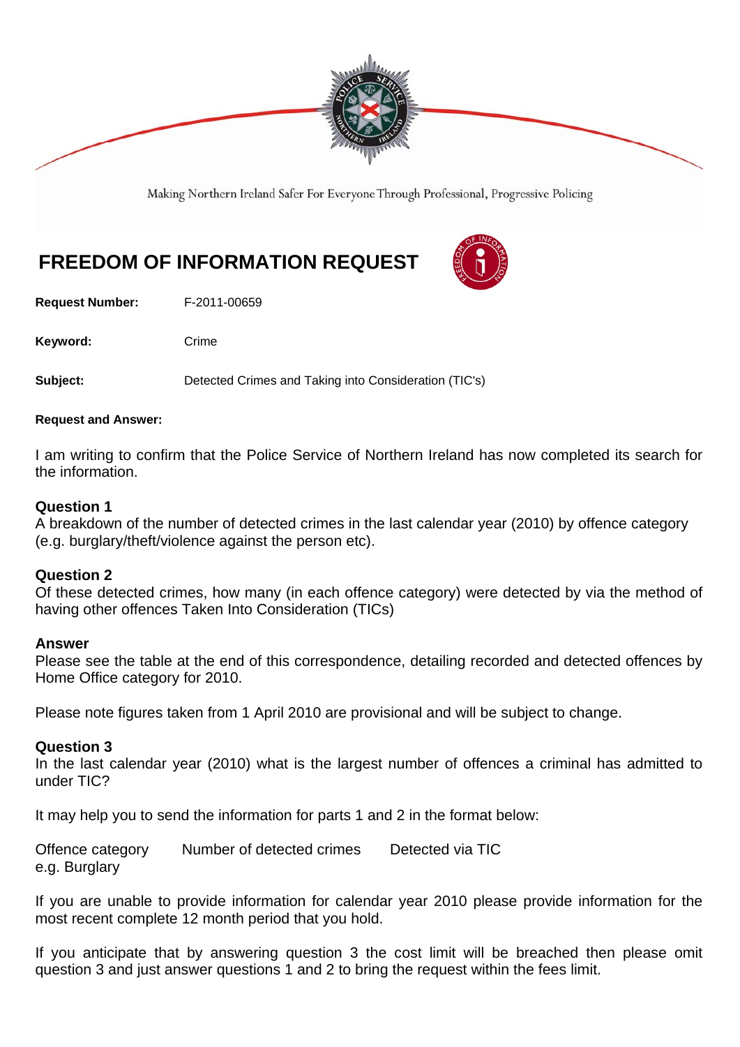Making Northern Ireland Safer For Everyone Through Professional, Progressive Policing

# FREEDOM OF INFORMATION REQUEST

**Request Number:** F-2011-00659

**Keyword:** Crime

**Subject:** Detected Crimes and Taking into Consideration (TIC's)

**Request and Answer:**

I am writing to confirm that the Police Service of Northern Ireland has now completed its search for the information.

**Question 1**
A breakdown of the number of detected crimes in the last calendar year (2010) by offence category (e.g. burglary/theft/violence against the person etc).

**Question 2**
Of these detected crimes, how many (in each offence category) were detected by via the method of having other offences Taken Into Consideration (TICs)

**Answer**
Please see the table at the end of this correspondence, detailing recorded and detected offences by Home Office category for 2010.

Please note figures taken from 1 April 2010 are provisional and will be subject to change.

**Question 3**
In the last calendar year (2010) what is the largest number of offences a criminal has admitted to under TIC?

It may help you to send the information for parts 1 and 2 in the format below:

Offence category Number of detected crimes Detected via TIC
e.g. Burglary

If you are unable to provide information for calendar year 2010 please provide information for the most recent complete 12 month period that you hold.

If you anticipate that by answering question 3 the cost limit will be breached then please omit question 3 and just answer questions 1 and 2 to bring the request within the fees limit.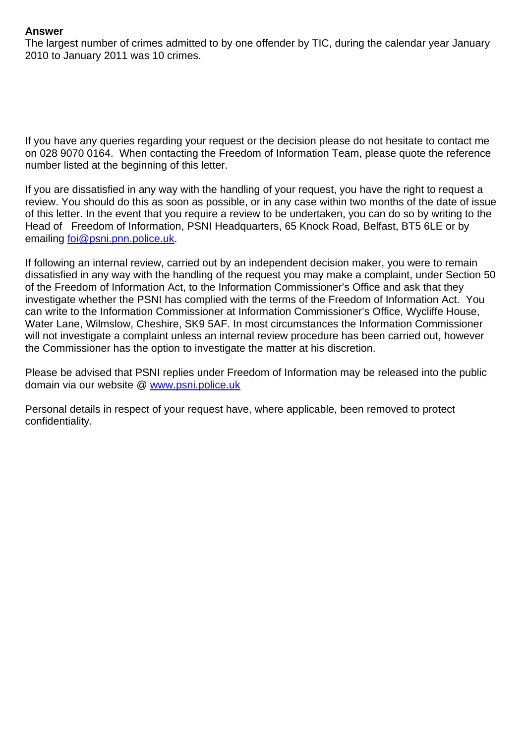**Answer**

The largest number of crimes admitted to by one offender by TIC, during the calendar year January 2010 to January 2011 was 10 crimes.

If you have any queries regarding your request or the decision please do not hesitate to contact me on 028 9070 0164. When contacting the Freedom of Information Team, please quote the reference number listed at the beginning of this letter.

If you are dissatisfied in any way with the handling of your request, you have the right to request a review. You should do this as soon as possible, or in any case within two months of the date of issue of this letter. In the event that you require a review to be undertaken, you can do so by writing to the Head of Freedom of Information, PSNI Headquarters, 65 Knock Road, Belfast, BT5 6LE or by emailing [foi@psni.pnn.police.uk](mailto:foi@psni.pnn.police.uk).

If following an internal review, carried out by an independent decision maker, you were to remain dissatisfied in any way with the handling of the request you may make a complaint, under Section 50 of the Freedom of Information Act, to the Information Commissioner's Office and ask that they investigate whether the PSNI has complied with the terms of the Freedom of Information Act. You can write to the Information Commissioner at Information Commissioner's Office, Wycliffe House, Water Lane, Wilmslow, Cheshire, SK9 5AF. In most circumstances the Information Commissioner will not investigate a complaint unless an internal review procedure has been carried out, however the Commissioner has the option to investigate the matter at his discretion.

Please be advised that PSNI replies under Freedom of Information may be released into the public domain via our website @ [www.psni.police.uk](http://www.psni.police.uk)

Personal details in respect of your request have, where applicable, been removed to protect confidentiality.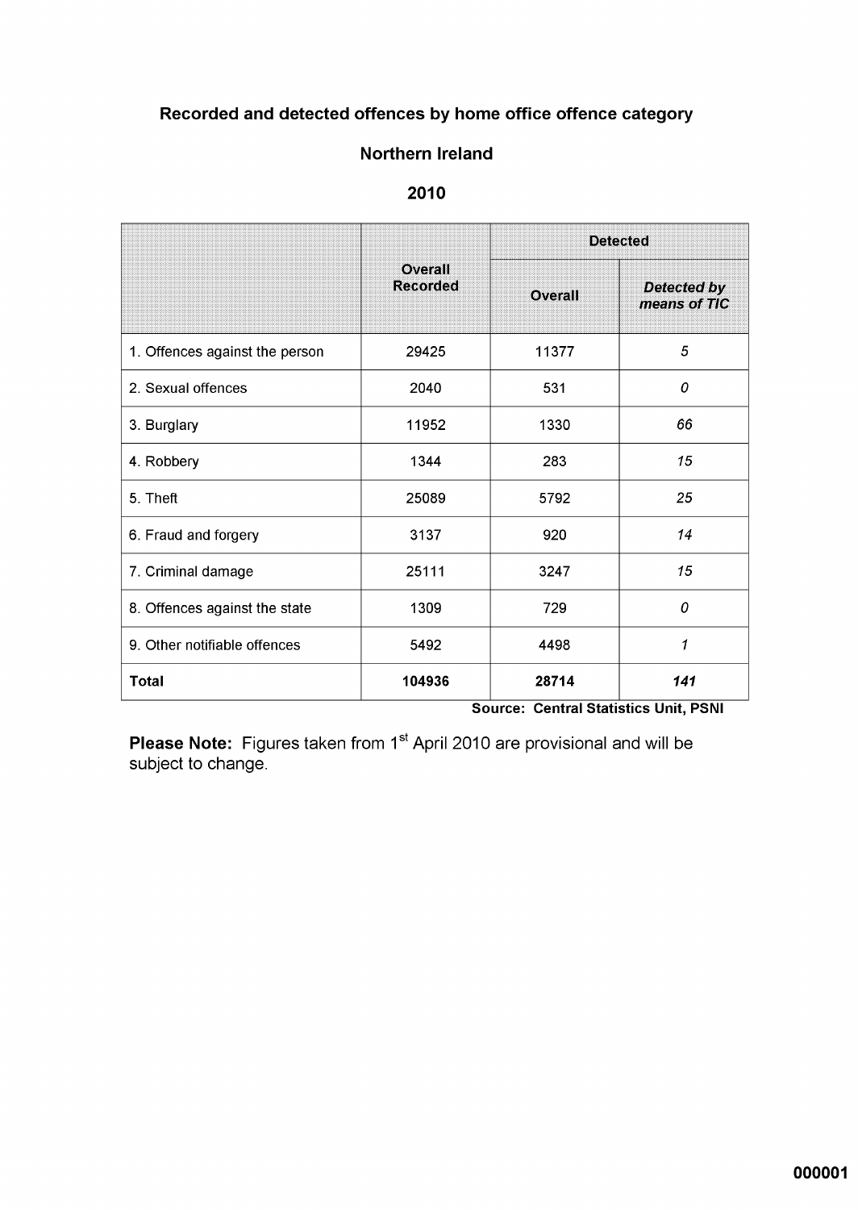**Recorded and detected offences by home office offence category**

**Northern Ireland**

**2010**

| | Overall Recorded | Detected | |
|---|---|---|---|
| | | Overall | *Detected by means of TIC* |
| 1. Offences against the person | 29425 | 11377 | *5* |
| 2. Sexual offences | 2040 | 531 | *0* |
| 3. Burglary | 11952 | 1330 | *66* |
| 4. Robbery | 1344 | 283 | *15* |
| 5. Theft | 25089 | 5792 | *25* |
| 6. Fraud and forgery | 3137 | 920 | *14* |
| 7. Criminal damage | 25111 | 3247 | *15* |
| 8. Offences against the state | 1309 | 729 | *0* |
| 9. Other notifiable offences | 5492 | 4498 | *1* |
| **Total** | **104936** | **28714** | ***141*** |

**Source: Central Statistics Unit, PSNI**

**Please Note:** Figures taken from 1st April 2010 are provisional and will be subject to change.

**000001**